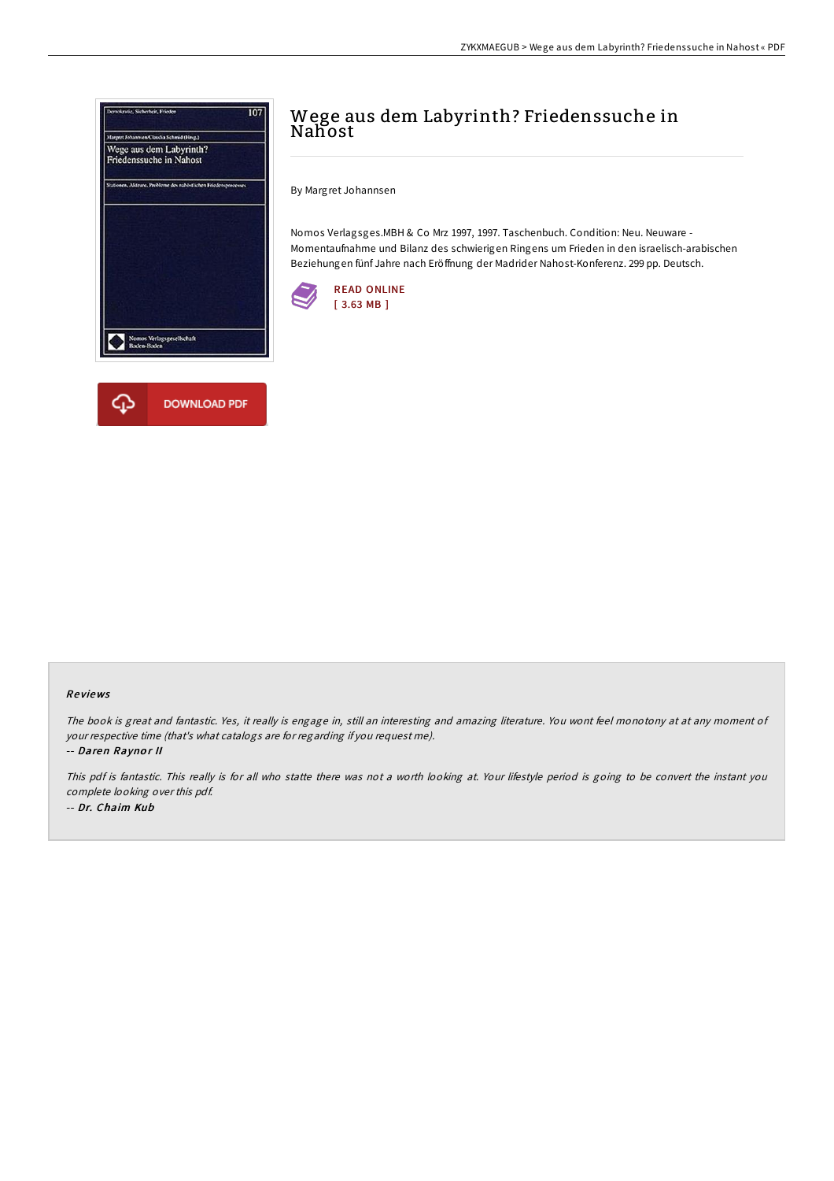# Wege aus dem Labyrinth? Friedenssuche in Nahost

By Margret Johannsen

Nomos Verlagsges.MBH & Co Mrz 1997, 1997. Taschenbuch. Condition: Neu. Neuware - Momentaufnahme und Bilanz des schwierigen Ringens um Frieden in den israelisch-arabischen Beziehungen fünf Jahre nach Eröffnung der Madrider Nahost-Konferenz. 299 pp. Deutsch.

READ ONLINE
[ 3.63 MB ]

DOWNLOAD PDF

## Reviews

*The book is great and fantastic. Yes, it really is engage in, still an interesting and amazing literature. You wont feel monotony at at any moment of your respective time (that's what catalogs are for regarding if you request me).*

*-- Daren Raynor II*

*This pdf is fantastic. This really is for all who statte there was not a worth looking at. Your lifestyle period is going to be convert the instant you complete looking over this pdf.*

*-- Dr. Chaim Kub*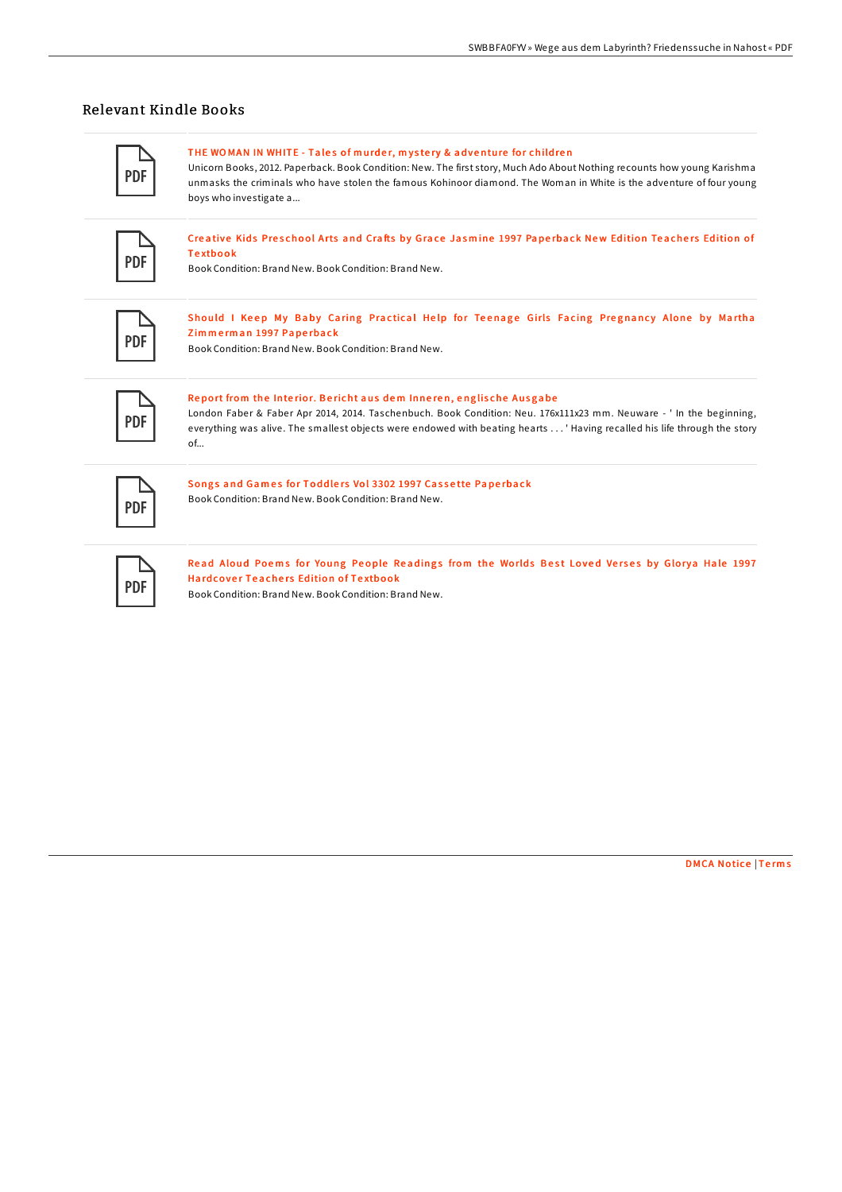## Relevant Kindle Books

PDF

### THE WOMAN IN WHITE - Tales of murder, mystery & adventure for children

Unicorn Books, 2012. Paperback. Book Condition: New. The first story, Much Ado About Nothing recounts how young Karishma unmasks the criminals who have stolen the famous Kohinoor diamond. The Woman in White is the adventure of four young boys who investigate a...

PDF

### Creative Kids Preschool Arts and Crafts by Grace Jasmine 1997 Paperback New Edition Teachers Edition of Textbook

Book Condition: Brand New. Book Condition: Brand New.

PDF

### Should I Keep My Baby Caring Practical Help for Teenage Girls Facing Pregnancy Alone by Martha Zimmerman 1997 Paperback

Book Condition: Brand New. Book Condition: Brand New.

PDF

### Report from the Interior. Bericht aus dem Inneren, englische Ausgabe

London Faber & Faber Apr 2014, 2014. Taschenbuch. Book Condition: Neu. 176x111x23 mm. Neuware - ' In the beginning, everything was alive. The smallest objects were endowed with beating hearts . . . ' Having recalled his life through the story of...

PDF

### Songs and Games for Toddlers Vol 3302 1997 Cassette Paperback

Book Condition: Brand New. Book Condition: Brand New.

PDF

### Read Aloud Poems for Young People Readings from the Worlds Best Loved Verses by Glorya Hale 1997 Hardcover Teachers Edition of Textbook

Book Condition: Brand New. Book Condition: Brand New.

DMCA Notice | Terms